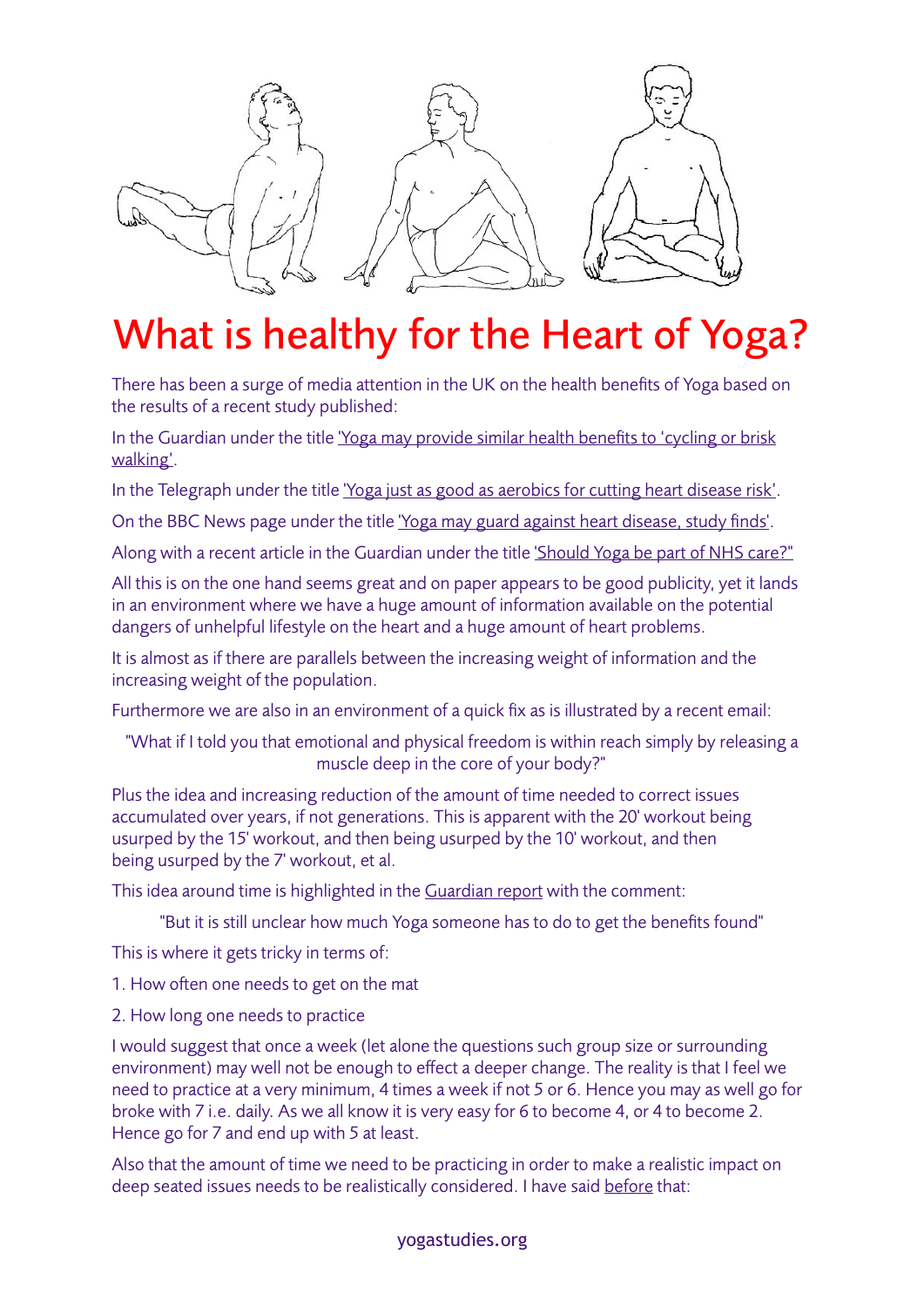# What is healthy for the Heart of Yoga?

There has been a surge of media attention in the UK on the health benefits of Yoga based on the results of a recent study published:

In the Guardian under the title 'Yoga may provide similar health benefits to 'cycling or brisk walking'.

In the Telegraph under the title 'Yoga just as good as aerobics for cutting heart disease risk'.

On the BBC News page under the title 'Yoga may guard against heart disease, study finds'.

Along with a recent article in the Guardian under the title 'Should Yoga be part of NHS care?"

All this is on the one hand seems great and on paper appears to be good publicity, yet it lands in an environment where we have a huge amount of information available on the potential dangers of unhelpful lifestyle on the heart and a huge amount of heart problems.

It is almost as if there are parallels between the increasing weight of information and the increasing weight of the population.

Furthermore we are also in an environment of a quick fix as is illustrated by a recent email:

"What if I told you that emotional and physical freedom is within reach simply by releasing a muscle deep in the core of your body?"

Plus the idea and increasing reduction of the amount of time needed to correct issues accumulated over years, if not generations. This is apparent with the 20' workout being usurped by the 15' workout, and then being usurped by the 10' workout, and then being usurped by the 7' workout, et al.

This idea around time is highlighted in the Guardian report with the comment:

"But it is still unclear how much Yoga someone has to do to get the benefits found"

This is where it gets tricky in terms of:

1. How often one needs to get on the mat
2. How long one needs to practice

I would suggest that once a week (let alone the questions such group size or surrounding environment) may well not be enough to effect a deeper change. The reality is that I feel we need to practice at a very minimum, 4 times a week if not 5 or 6. Hence you may as well go for broke with 7 i.e. daily. As we all know it is very easy for 6 to become 4, or 4 to become 2. Hence go for 7 and end up with 5 at least.

Also that the amount of time we need to be practicing in order to make a realistic impact on deep seated issues needs to be realistically considered. I have said before that: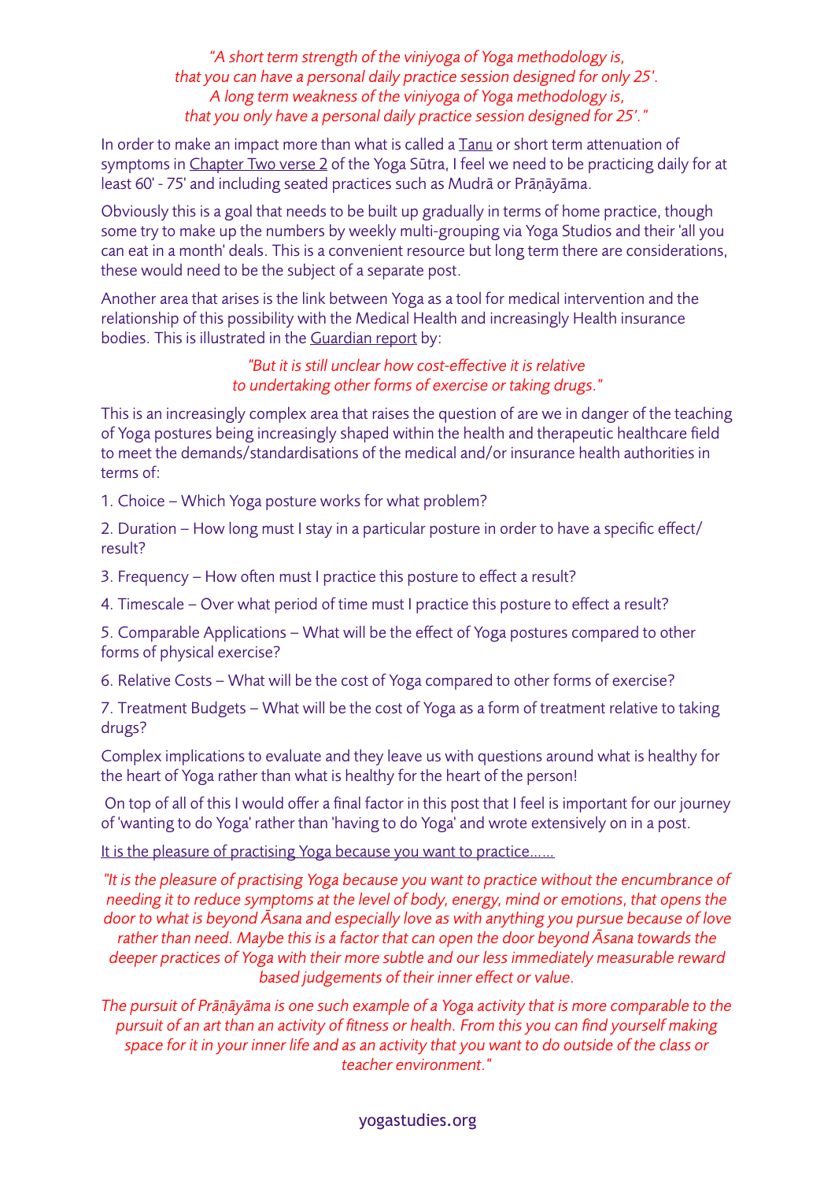*"A short term strength of the viniyoga of Yoga methodology is,*
*that you can have a personal daily practice session designed for only 25'.*
*A long term weakness of the viniyoga of Yoga methodology is,*
*that you only have a personal daily practice session designed for 25'."*

In order to make an impact more than what is called a Tanu or short term attenuation of symptoms in Chapter Two verse 2 of the Yoga Sūtra, I feel we need to be practicing daily for at least 60' - 75' and including seated practices such as Mudrā or Prāṇāyāma.

Obviously this is a goal that needs to be built up gradually in terms of home practice, though some try to make up the numbers by weekly multi-grouping via Yoga Studios and their 'all you can eat in a month' deals. This is a convenient resource but long term there are considerations, these would need to be the subject of a separate post.

Another area that arises is the link between Yoga as a tool for medical intervention and the relationship of this possibility with the Medical Health and increasingly Health insurance bodies. This is illustrated in the Guardian report by:

*"But it is still unclear how cost-effective it is relative*
*to undertaking other forms of exercise or taking drugs."*

This is an increasingly complex area that raises the question of are we in danger of the teaching of Yoga postures being increasingly shaped within the health and therapeutic healthcare field to meet the demands/standardisations of the medical and/or insurance health authorities in terms of:

1. Choice – Which Yoga posture works for what problem?

2. Duration – How long must I stay in a particular posture in order to have a specific effect/result?

3. Frequency – How often must I practice this posture to effect a result?

4. Timescale – Over what period of time must I practice this posture to effect a result?

5. Comparable Applications – What will be the effect of Yoga postures compared to other forms of physical exercise?

6. Relative Costs – What will be the cost of Yoga compared to other forms of exercise?

7. Treatment Budgets – What will be the cost of Yoga as a form of treatment relative to taking drugs?

Complex implications to evaluate and they leave us with questions around what is healthy for the heart of Yoga rather than what is healthy for the heart of the person!

On top of all of this I would offer a final factor in this post that I feel is important for our journey of 'wanting to do Yoga' rather than 'having to do Yoga' and wrote extensively on in a post.

It is the pleasure of practising Yoga because you want to practice……

*"It is the pleasure of practising Yoga because you want to practice without the encumbrance of needing it to reduce symptoms at the level of body, energy, mind or emotions, that opens the door to what is beyond Āsana and especially love as with anything you pursue because of love rather than need. Maybe this is a factor that can open the door beyond Āsana towards the deeper practices of Yoga with their more subtle and our less immediately measurable reward based judgements of their inner effect or value.*

*The pursuit of Prāṇāyāma is one such example of a Yoga activity that is more comparable to the pursuit of an art than an activity of fitness or health. From this you can find yourself making space for it in your inner life and as an activity that you want to do outside of the class or teacher environment."*

yogastudies.org